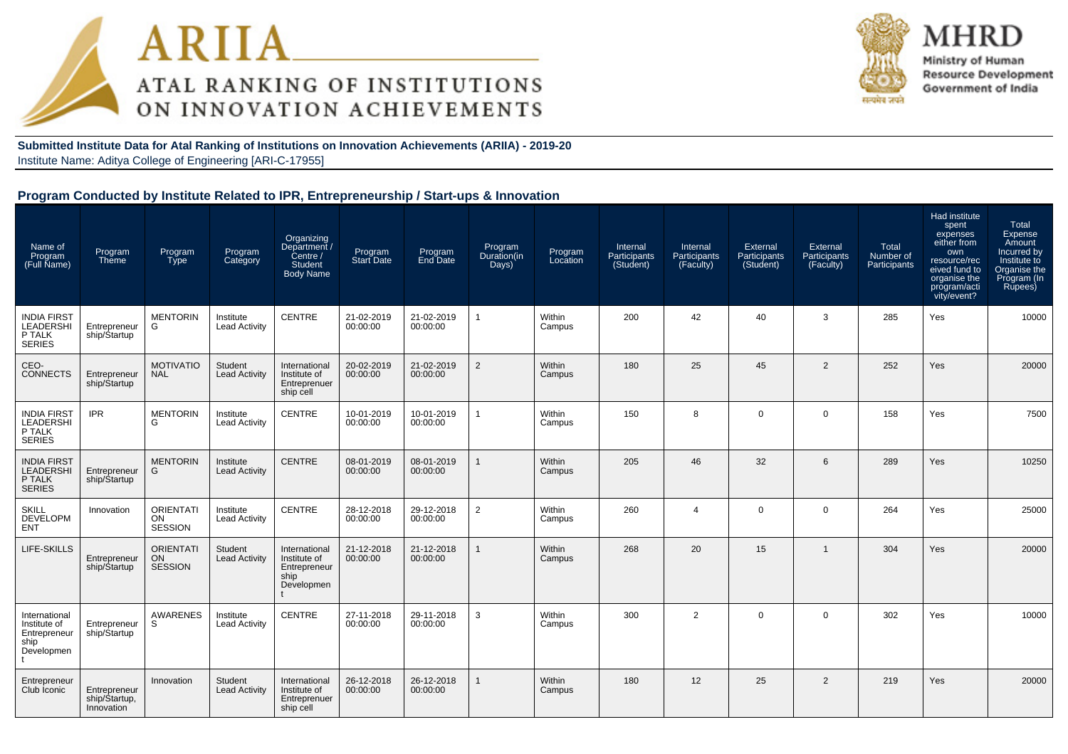ARIIA
ATAL RANKING OF INSTITUTIONS ON INNOVATION ACHIEVEMENTS

MHRD
Ministry of Human Resource Development
Government of India

**Submitted Institute Data for Atal Ranking of Institutions on Innovation Achievements (ARIIA) - 2019-20**
Institute Name: Aditya College of Engineering [ARI-C-17955]

## Program Conducted by Institute Related to IPR, Entrepreneurship / Start-ups & Innovation

| Name of Program (Full Name) | Program Theme | Program Type | Program Category | Organizing Department / Centre / Student Body Name | Program Start Date | Program End Date | Program Duration(in Days) | Program Location | Internal Participants (Student) | Internal Participants (Faculty) | External Participants (Student) | External Participants (Faculty) | Total Number of Participants | Had institute spent expenses either from own resource/received fund to organise the program/activity/event? | Total Expense Amount Incurred by Institute to Organise the Program (In Rupees) |
|---|---|---|---|---|---|---|---|---|---|---|---|---|---|---|---|
| INDIA FIRST LEADERSHIP TALK SERIES | Entrepreneurship/Startup | MENTORING | Institute Lead Activity | CENTRE | 21-02-2019 00:00:00 | 21-02-2019 00:00:00 | 1 | Within Campus | 200 | 42 | 40 | 3 | 285 | Yes | 10000 |
| CEO-CONNECTS | Entrepreneurship/Startup | MOTIVATIONAL | Student Lead Activity | International Institute of Entrepreneurship cell | 20-02-2019 00:00:00 | 21-02-2019 00:00:00 | 2 | Within Campus | 180 | 25 | 45 | 2 | 252 | Yes | 20000 |
| INDIA FIRST LEADERSHIP TALK SERIES | IPR | MENTORING | Institute Lead Activity | CENTRE | 10-01-2019 00:00:00 | 10-01-2019 00:00:00 | 1 | Within Campus | 150 | 8 | 0 | 0 | 158 | Yes | 7500 |
| INDIA FIRST LEADERSHIP TALK SERIES | Entrepreneurship/Startup | MENTORING | Institute Lead Activity | CENTRE | 08-01-2019 00:00:00 | 08-01-2019 00:00:00 | 1 | Within Campus | 205 | 46 | 32 | 6 | 289 | Yes | 10250 |
| SKILL DEVELOPMENT | Innovation | ORIENTATION SESSION | Institute Lead Activity | CENTRE | 28-12-2018 00:00:00 | 29-12-2018 00:00:00 | 2 | Within Campus | 260 | 4 | 0 | 0 | 264 | Yes | 25000 |
| LIFE-SKILLS | Entrepreneurship/Startup | ORIENTATION SESSION | Student Lead Activity | International Institute of Entrepreneurship Development | 21-12-2018 00:00:00 | 21-12-2018 00:00:00 | 1 | Within Campus | 268 | 20 | 15 | 1 | 304 | Yes | 20000 |
| International Institute of Entrepreneurship Development | Entrepreneurship/Startup | AWARENESS | Institute Lead Activity | CENTRE | 27-11-2018 00:00:00 | 29-11-2018 00:00:00 | 3 | Within Campus | 300 | 2 | 0 | 0 | 302 | Yes | 10000 |
| Entrepreneur Club Iconic | Entrepreneurship/Startup, Innovation | Innovation | Student Lead Activity | International Institute of Entreprenuer ship cell | 26-12-2018 00:00:00 | 26-12-2018 00:00:00 | 1 | Within Campus | 180 | 12 | 25 | 2 | 219 | Yes | 20000 |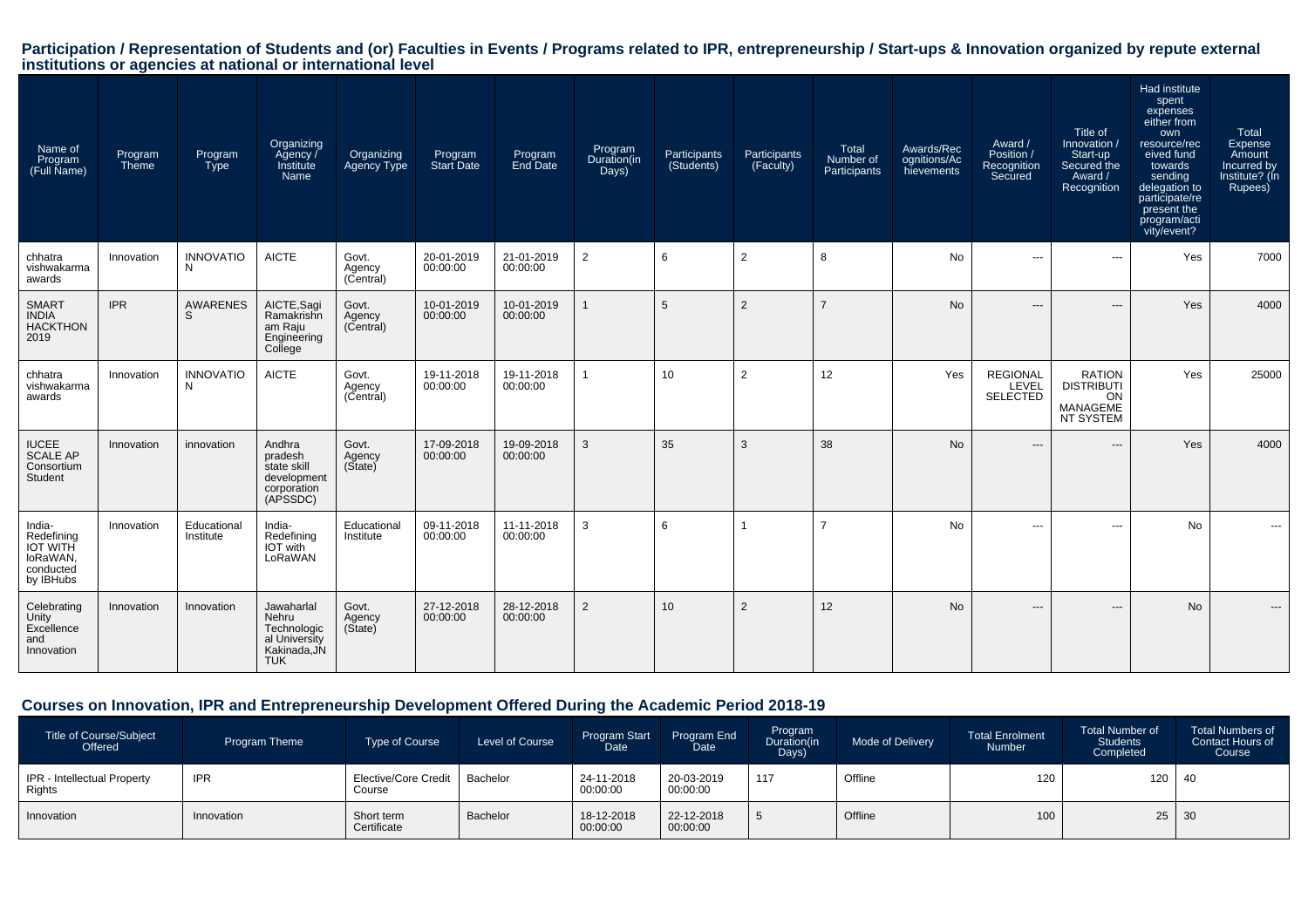## Participation / Representation of Students and (or) Faculties in Events / Programs related to IPR, entrepreneurship / Start-ups & Innovation organized by repute external institutions or agencies at national or international level

| Name of Program (Full Name) | Program Theme | Program Type | Organizing Agency / Institute Name | Organizing Agency Type | Program Start Date | Program End Date | Program Duration(in Days) | Participants (Students) | Participants (Faculty) | Total Number of Participants | Awards/Recognitions/Achievements | Award / Position / Recognition Secured | Title of Innovation / Start-up Secured the Award / Recognition | Had institute spent expenses either from own resource/received fund towards sending delegation to participate/represent the program/activity/event? | Total Expense Amount Incurred by Institute? (In Rupees) |
|---|---|---|---|---|---|---|---|---|---|---|---|---|---|---|---|
| chhatra vishwakarma awards | Innovation | INNOVATION | AICTE | Govt. Agency (Central) | 20-01-2019 00:00:00 | 21-01-2019 00:00:00 | 2 | 6 | 2 | 8 | No | --- | --- | Yes | 7000 |
| SMART INDIA HACKTHON 2019 | IPR | AWARENESS | AICTE,Sagi Ramakrishnam Raju Engineering College | Govt. Agency (Central) | 10-01-2019 00:00:00 | 10-01-2019 00:00:00 | 1 | 5 | 2 | 7 | No | --- | --- | Yes | 4000 |
| chhatra vishwakarma awards | Innovation | INNOVATION | AICTE | Govt. Agency (Central) | 19-11-2018 00:00:00 | 19-11-2018 00:00:00 | 1 | 10 | 2 | 12 | Yes | REGIONAL LEVEL SELECTED | RATION DISTRIBUTION MANAGEMENT SYSTEM | Yes | 25000 |
| IUCEE SCALE AP Consortium Student | Innovation | innovation | Andhra pradesh state skill development corporation (APSSDC) | Govt. Agency (State) | 17-09-2018 00:00:00 | 19-09-2018 00:00:00 | 3 | 35 | 3 | 38 | No | --- | --- | Yes | 4000 |
| India-Redefining IOT WITH loRaWAN, conducted by IBHubs | Innovation | Educational Institute | India-Redefining IOT with LoRaWAN | Educational Institute | 09-11-2018 00:00:00 | 11-11-2018 00:00:00 | 3 | 6 | 1 | 7 | No | --- | --- | No | --- |
| Celebrating Unity Excellence and Innovation | Innovation | Innovation | Jawaharlal Nehru Technological University Kakinada,JNTUK | Govt. Agency (State) | 27-12-2018 00:00:00 | 28-12-2018 00:00:00 | 2 | 10 | 2 | 12 | No | --- | --- | No | --- |

## Courses on Innovation, IPR and Entrepreneurship Development Offered During the Academic Period 2018-19

| Title of Course/Subject Offered | Program Theme | Type of Course | Level of Course | Program Start Date | Program End Date | Program Duration(in Days) | Mode of Delivery | Total Enrolment Number | Total Number of Students Completed | Total Numbers of Contact Hours of Course |
|---|---|---|---|---|---|---|---|---|---|---|
| IPR - Intellectual Property Rights | IPR | Elective/Core Credit Course | Bachelor | 24-11-2018 00:00:00 | 20-03-2019 00:00:00 | 117 | Offline | 120 | 120 | 40 |
| Innovation | Innovation | Short term Certificate | Bachelor | 18-12-2018 00:00:00 | 22-12-2018 00:00:00 | 5 | Offline | 100 | 25 | 30 |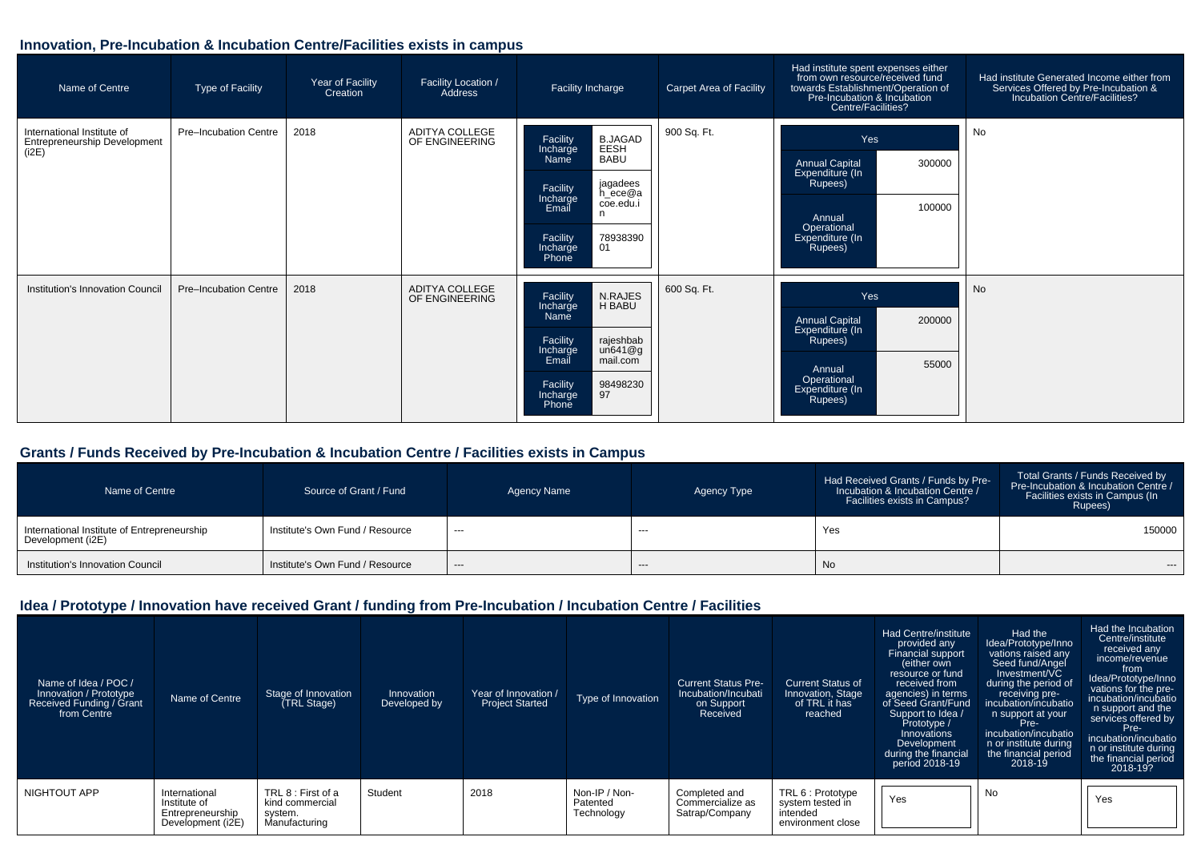## Innovation, Pre-Incubation & Incubation Centre/Facilities exists in campus

| Name of Centre | Type of Facility | Year of Facility Creation | Facility Location / Address | Facility Incharge | Carpet Area of Facility | Had institute spent expenses either from own resource/received fund towards Establishment/Operation of Pre-Incubation & Incubation Centre/Facilities? | Had institute Generated Income either from Services Offered by Pre-Incubation & Incubation Centre/Facilities? |
|---|---|---|---|---|---|---|---|
| International Institute of Entrepreneurship Development (i2E) | Pre–Incubation Centre | 2018 | ADITYA COLLEGE OF ENGINEERING | Facility Incharge Name: B.JAGADEESH BABU<br>Facility Incharge Email: jagadeesh_ece@acoe.edu.in<br>Facility Incharge Phone: 7893839001 | 900 Sq. Ft. | Yes<br>Annual Capital Expenditure (In Rupees): 300000<br>Annual Operational Expenditure (In Rupees): 100000 | No |
| Institution's Innovation Council | Pre–Incubation Centre | 2018 | ADITYA COLLEGE OF ENGINEERING | Facility Incharge Name: N.RAJESH BABU<br>Facility Incharge Email: rajeshbabun641@gmail.com<br>Facility Incharge Phone: 9849823097 | 600 Sq. Ft. | Yes<br>Annual Capital Expenditure (In Rupees): 200000<br>Annual Operational Expenditure (In Rupees): 55000 | No |

## Grants / Funds Received by Pre-Incubation & Incubation Centre / Facilities exists in Campus

| Name of Centre | Source of Grant / Fund | Agency Name | Agency Type | Had Received Grants / Funds by Pre-Incubation & Incubation Centre / Facilities exists in Campus? | Total Grants / Funds Received by Pre-Incubation & Incubation Centre / Facilities exists in Campus (In Rupees) |
|---|---|---|---|---|---|
| International Institute of Entrepreneurship Development (i2E) | Institute's Own Fund / Resource | --- | --- | Yes | 150000 |
| Institution's Innovation Council | Institute's Own Fund / Resource | --- | --- | No | --- |

## Idea / Prototype / Innovation have received Grant / funding from Pre-Incubation / Incubation Centre / Facilities

| Name of Idea / POC / Innovation / Prototype Received Funding / Grant from Centre | Name of Centre | Stage of Innovation (TRL Stage) | Innovation Developed by | Year of Innovation / Project Started | Type of Innovation | Current Status Pre-Incubation/Incubation on Support Received | Current Status of Innovation, Stage of TRL it has reached | Had Centre/institute provided any Financial support (either own resource or fund received from agencies) in terms of Seed Grant/Fund Support to Idea / Prototype / Innovations Development during the financial period 2018-19 | Had the Idea/Prototype/Innovations raised any Seed fund/Angel Investment/VC during the period of receiving pre-incubation/incubation support at your Pre-incubation/incubation or institute during the financial period 2018-19 | Had the Incubation Centre/institute received any income/revenue from Idea/Prototype/Innovations for the pre-incubation/incubation support and the services offered by Pre-incubation/incubation or institute during the financial period 2018-19? |
|---|---|---|---|---|---|---|---|---|---|---|
| NIGHTOUT APP | International Institute of Entrepreneurship Development (i2E) | TRL 8 : First of a kind commercial system. Manufacturing | Student | 2018 | Non-IP / Non-Patented Technology | Completed and Commercialize as Satrap/Company | TRL 6 : Prototype system tested in intended environment close | Yes | No | Yes |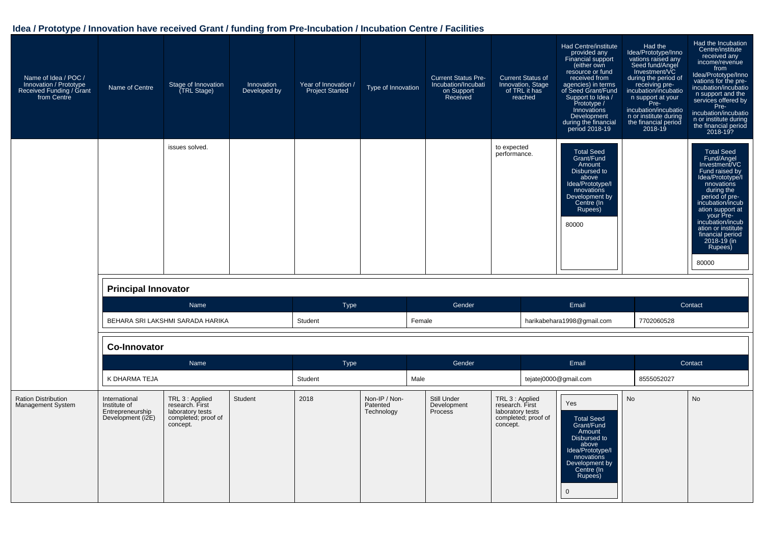## Idea / Prototype / Innovation have received Grant / funding from Pre-Incubation / Incubation Centre / Facilities

| Name of Idea / POC / Innovation / Prototype Received Funding / Grant from Centre | Name of Centre | Stage of Innovation (TRL Stage) | Innovation Developed by | Year of Innovation / Project Started | Type of Innovation | Current Status Pre-Incubation/Incubation Support Received | Current Status of Innovation, Stage of TRL it has reached | Had Centre/institute provided any Financial support (either own resource or fund received from agencies) in terms of Seed Grant/Fund Support to Idea / Prototype / Innovations Development during the financial period 2018-19 | Had the Idea/Prototype/Innovations raised any Seed fund/Angel Investment/VC during the period of receiving pre-incubation/incubation support at your Pre-incubation/incubation or institute during the financial period 2018-19 | Had the Incubation Centre/institute received any income/revenue from Idea/Prototype/Innovations for the pre-incubation/incubation support and the services offered by Pre-incubation/incubation or institute during the financial period 2018-19? |
|---|---|---|---|---|---|---|---|---|---|---|
| | | issues solved. | | | | | to expected performance. | Total Seed Grant/Fund Amount Disbursed to above Idea/Prototype/Innovations Development by Centre (In Rupees): 80000 | | Total Seed Fund/Angel Investment/VC Fund raised by Idea/Prototype/Innovations during the period of pre-incubation/incubation support at your Pre-incubation/incubation or institute financial period 2018-19 (in Rupees): 80000 |

**Principal Innovator**

| Name | Type | Gender | Email | Contact |
|---|---|---|---|---|
| BEHARA SRI LAKSHMI SARADA HARIKA | Student | Female | harikabehara1998@gmail.com | 7702060528 |

**Co-Innovator**

| Name | Type | Gender | Email | Contact |
|---|---|---|---|---|
| K DHARMA TEJA | Student | Male | tejatej0000@gmail.com | 8555052027 |

| Name of Idea / POC / Innovation / Prototype Received Funding / Grant from Centre | Name of Centre | Stage of Innovation (TRL Stage) | Innovation Developed by | Year of Innovation / Project Started | Type of Innovation | Current Status Pre-Incubation/Incubation Support Received | Current Status of Innovation, Stage of TRL it has reached | Had Centre/institute provided any Financial support during the financial period 2018-19 | Had the Idea/Prototype/Innovations raised any Seed fund/Angel Investment/VC during the financial period 2018-19 | Had the Incubation Centre/institute received any income/revenue during the financial period 2018-19? |
|---|---|---|---|---|---|---|---|---|---|---|
| Ration Distribution Management System | International Institute of Entrepreneurship Development (i2E) | TRL 3 : Applied research. First laboratory tests completed; proof of concept. | Student | 2018 | Non-IP / Non-Patented Technology | Still Under Development Process | TRL 3 : Applied research. First laboratory tests completed; proof of concept. | Yes<br>Total Seed Grant/Fund Amount Disbursed to above Idea/Prototype/Innovations Development by Centre (In Rupees): 0 | No | No |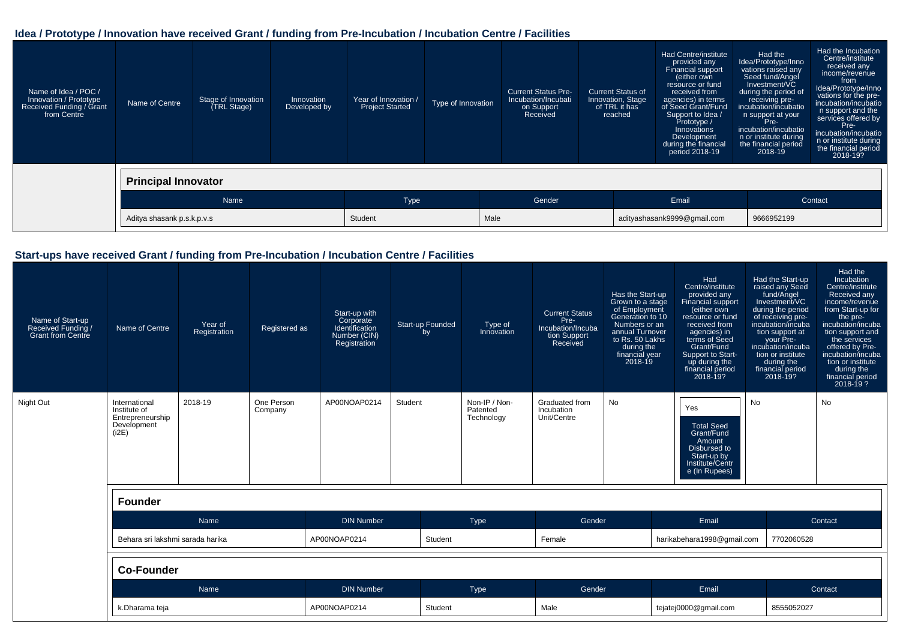## Idea / Prototype / Innovation have received Grant / funding from Pre-Incubation / Incubation Centre / Facilities

| Name of Idea / POC / Innovation / Prototype Received Funding / Grant from Centre | Name of Centre | Stage of Innovation (TRL Stage) | Innovation Developed by | Year of Innovation / Project Started | Type of Innovation | Current Status Pre-Incubation/Incubation Support Received | Current Status of Innovation, Stage of TRL it has reached | Had Centre/institute provided any Financial support (either own resource or fund received from agencies) in terms of Seed Grant/Fund Support to Idea / Prototype / Innovations Development during the financial period 2018-19 | Had the Idea/Prototype/Innovations raised any Seed fund/Angel Investment/VC during the period of receiving pre-incubation/incubation support at your Pre-incubation/incubation or institute during the financial period 2018-19 | Had the Incubation Centre/institute received any income/revenue from Idea/Prototype/Innovations for the pre-incubation/incubation support and the services offered by Pre-incubation/incubation or institute during the financial period 2018-19? |
|---|---|---|---|---|---|---|---|---|---|---|

**Principal Innovator**

| Name | Type | Gender | Email | Contact |
|---|---|---|---|---|
| Aditya shasank p.s.k.p.v.s | Student | Male | adityashasank9999@gmail.com | 9666952199 |

## Start-ups have received Grant / funding from Pre-Incubation / Incubation Centre / Facilities

| Name of Start-up Received Funding / Grant from Centre | Name of Centre | Year of Registration | Registered as | Start-up with Corporate Identification Number (CIN) Registration | Start-up Founded by | Type of Innovation | Current Status Pre-Incubation/Incubation Support Received | Has the Start-up Grown to a stage of Employment Generation to 10 Numbers or an annual Turnover to Rs. 50 Lakhs during the financial year 2018-19 | Had Centre/institute provided any Financial support (either own resource or fund received from agencies) in terms of Seed Grant/Fund Support to Start-up during the financial period 2018-19? | Had the Start-up raised any Seed fund/Angel Investment/VC during the period of receiving pre-incubation/incubation support at your Pre-incubation/incubation or institute during the financial period 2018-19? | Had the Incubation Centre/institute Received any income/revenue from Start-up for the pre-incubation/incubation support and the services offered by Pre-incubation/incubation or institute during the financial period 2018-19 ? |
|---|---|---|---|---|---|---|---|---|---|---|---|
| Night Out | International Institute of Entrepreneurship Development (i2E) | 2018-19 | One Person Company | AP00NOAP0214 | Student | Non-IP / Non-Patented Technology | Graduated from Incubation Unit/Centre | No | Yes<br>Total Seed Grant/Fund Amount Disbursed to Start-up by Institute/Centre (In Rupees) | No | No |

**Founder**

| Name | DIN Number | Type | Gender | Email | Contact |
|---|---|---|---|---|---|
| Behara sri lakshmi sarada harika | AP00NOAP0214 | Student | Female | harikabehara1998@gmail.com | 7702060528 |

**Co-Founder**

| Name | DIN Number | Type | Gender | Email | Contact |
|---|---|---|---|---|---|
| k.Dharama teja | AP00NOAP0214 | Student | Male | tejatej0000@gmail.com | 8555052027 |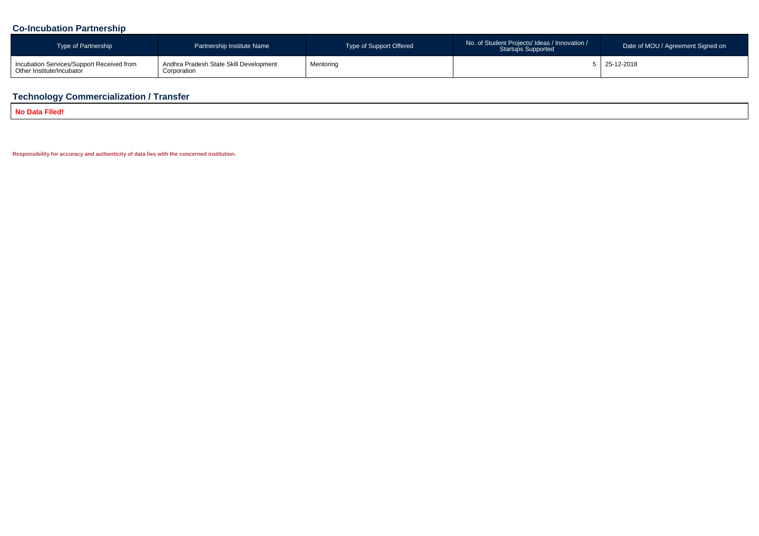## Co-Incubation Partnership

| Type of Partnership | Partnership Institute Name | Type of Support Offered | No. of Student Projects/ Ideas / Innovation / Startups Supported | Date of MOU / Agreement Signed on |
|---|---|---|---|---|
| Incubation Services/Support Received from Other Institute/Incubator | Andhra Pradesh State Skill Development Corporation | Mentoring | 5 | 25-12-2018 |

## Technology Commercialization / Transfer

**No Data FIled!**

**Responsibility for accuracy and authenticity of data lies with the concerned institution.**